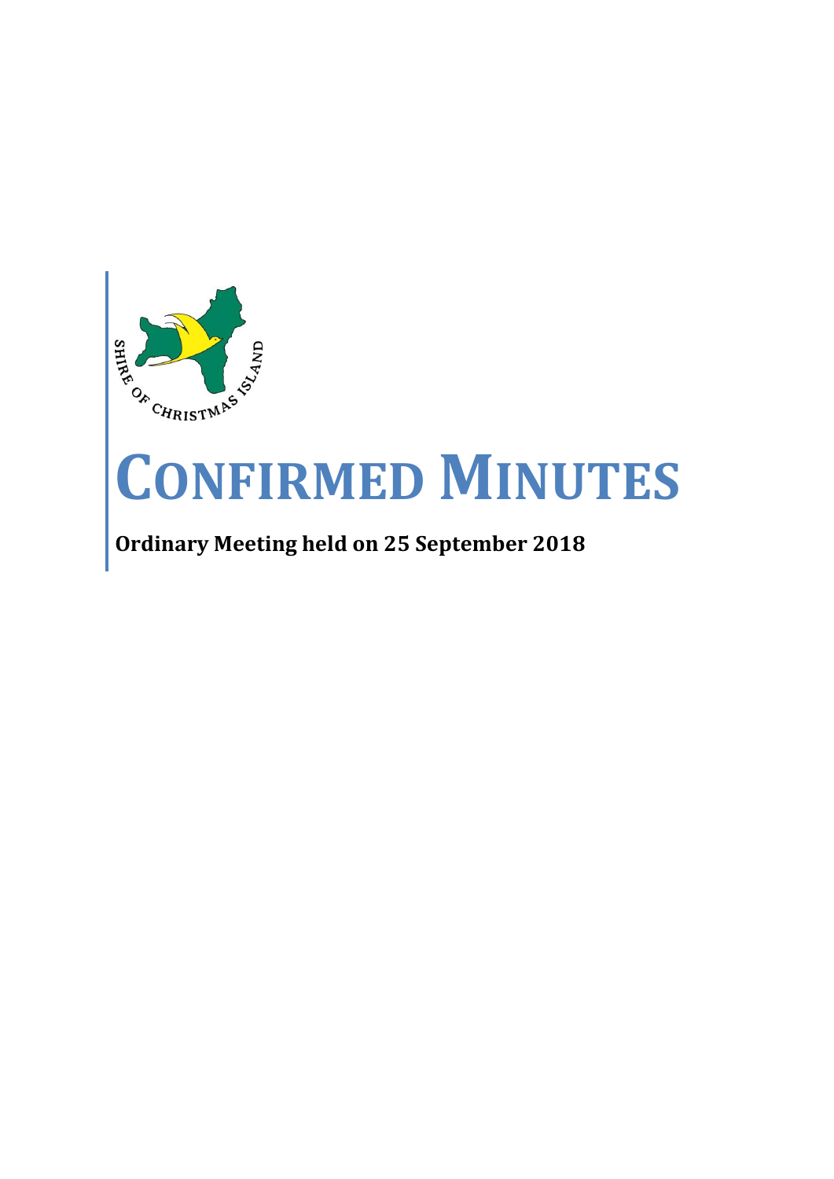# CONFIRMED MINUTES

**Ordinary Meeting held on 25 September 2018**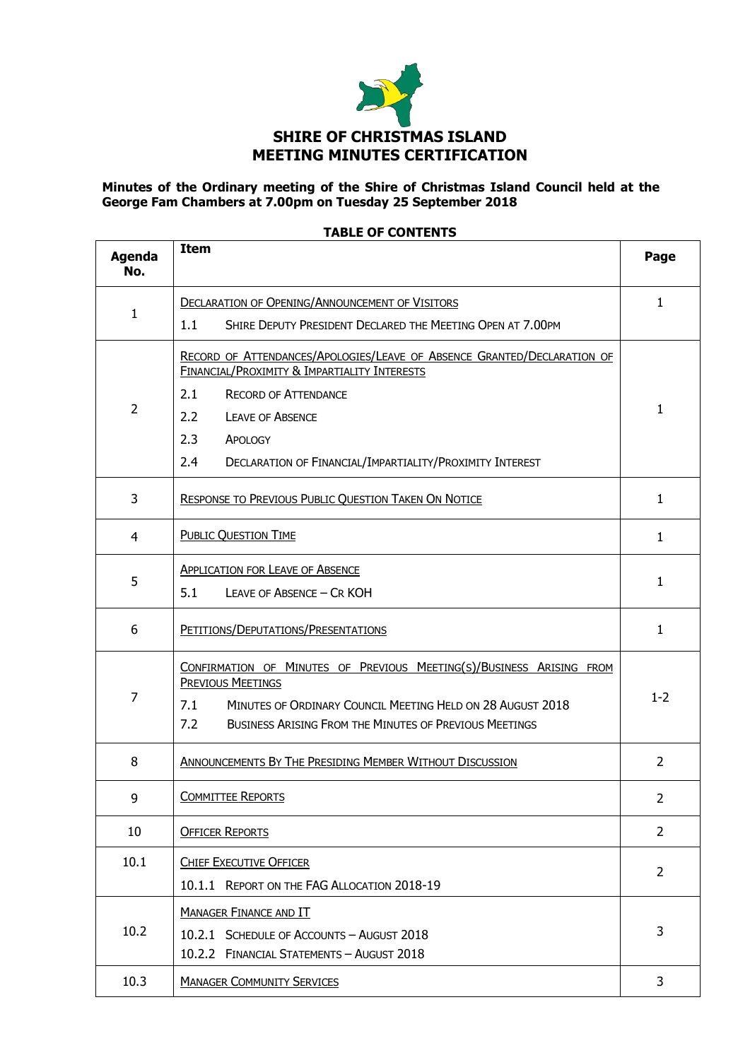# SHIRE OF CHRISTMAS ISLAND
# MEETING MINUTES CERTIFICATION

**Minutes of the Ordinary meeting of the Shire of Christmas Island Council held at the George Fam Chambers at 7.00pm on Tuesday 25 September 2018**

**TABLE OF CONTENTS**

| Agenda No. | Item | Page |
|---|---|---|
| 1 | DECLARATION OF OPENING/ANNOUNCEMENT OF VISITORS<br>1.1 SHIRE DEPUTY PRESIDENT DECLARED THE MEETING OPEN AT 7.00PM | 1 |
| 2 | RECORD OF ATTENDANCES/APOLOGIES/LEAVE OF ABSENCE GRANTED/DECLARATION OF FINANCIAL/PROXIMITY & IMPARTIALITY INTERESTS<br>2.1 RECORD OF ATTENDANCE<br>2.2 LEAVE OF ABSENCE<br>2.3 APOLOGY<br>2.4 DECLARATION OF FINANCIAL/IMPARTIALITY/PROXIMITY INTEREST | 1 |
| 3 | RESPONSE TO PREVIOUS PUBLIC QUESTION TAKEN ON NOTICE | 1 |
| 4 | PUBLIC QUESTION TIME | 1 |
| 5 | APPLICATION FOR LEAVE OF ABSENCE<br>5.1 LEAVE OF ABSENCE – CR KOH | 1 |
| 6 | PETITIONS/DEPUTATIONS/PRESENTATIONS | 1 |
| 7 | CONFIRMATION OF MINUTES OF PREVIOUS MEETING(S)/BUSINESS ARISING FROM PREVIOUS MEETINGS<br>7.1 MINUTES OF ORDINARY COUNCIL MEETING HELD ON 28 AUGUST 2018<br>7.2 BUSINESS ARISING FROM THE MINUTES OF PREVIOUS MEETINGS | 1-2 |
| 8 | ANNOUNCEMENTS BY THE PRESIDING MEMBER WITHOUT DISCUSSION | 2 |
| 9 | COMMITTEE REPORTS | 2 |
| 10 | OFFICER REPORTS | 2 |
| 10.1 | CHIEF EXECUTIVE OFFICER<br>10.1.1 REPORT ON THE FAG ALLOCATION 2018-19 | 2 |
| 10.2 | MANAGER FINANCE AND IT<br>10.2.1 SCHEDULE OF ACCOUNTS – AUGUST 2018<br>10.2.2 FINANCIAL STATEMENTS – AUGUST 2018 | 3 |
| 10.3 | MANAGER COMMUNITY SERVICES | 3 |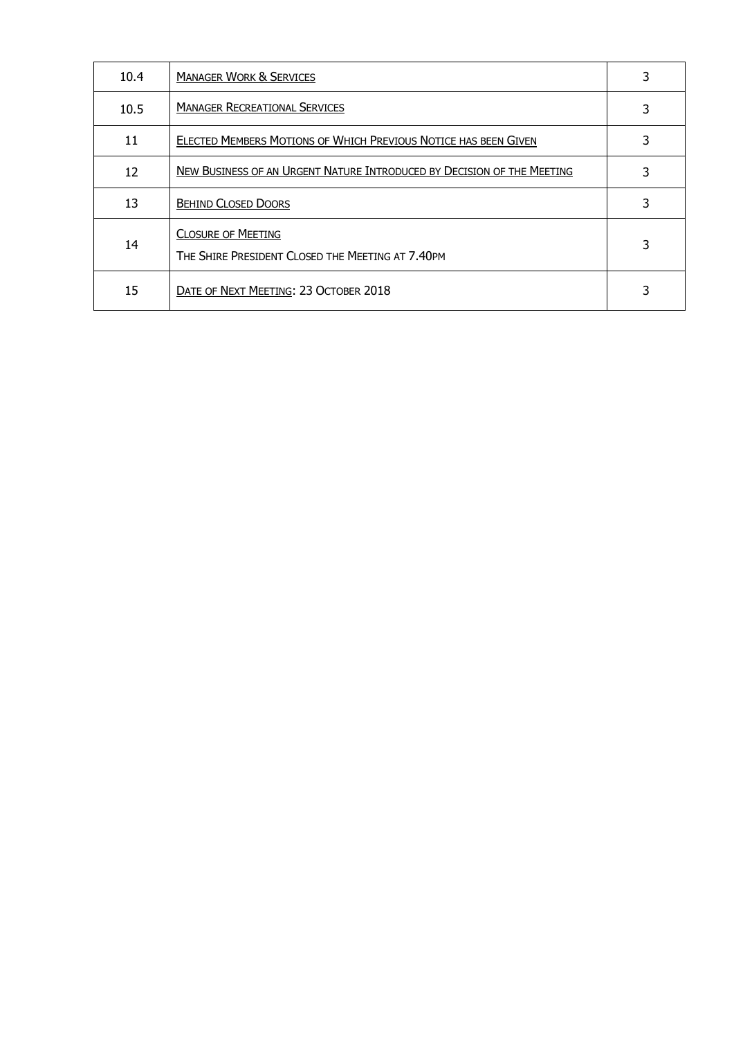| | | |
|---|---|---|
| 10.4 | MANAGER WORK & SERVICES | 3 |
| 10.5 | MANAGER RECREATIONAL SERVICES | 3 |
| 11 | ELECTED MEMBERS MOTIONS OF WHICH PREVIOUS NOTICE HAS BEEN GIVEN | 3 |
| 12 | NEW BUSINESS OF AN URGENT NATURE INTRODUCED BY DECISION OF THE MEETING | 3 |
| 13 | BEHIND CLOSED DOORS | 3 |
| 14 | CLOSURE OF MEETING<br>THE SHIRE PRESIDENT CLOSED THE MEETING AT 7.40PM | 3 |
| 15 | DATE OF NEXT MEETING: 23 OCTOBER 2018 | 3 |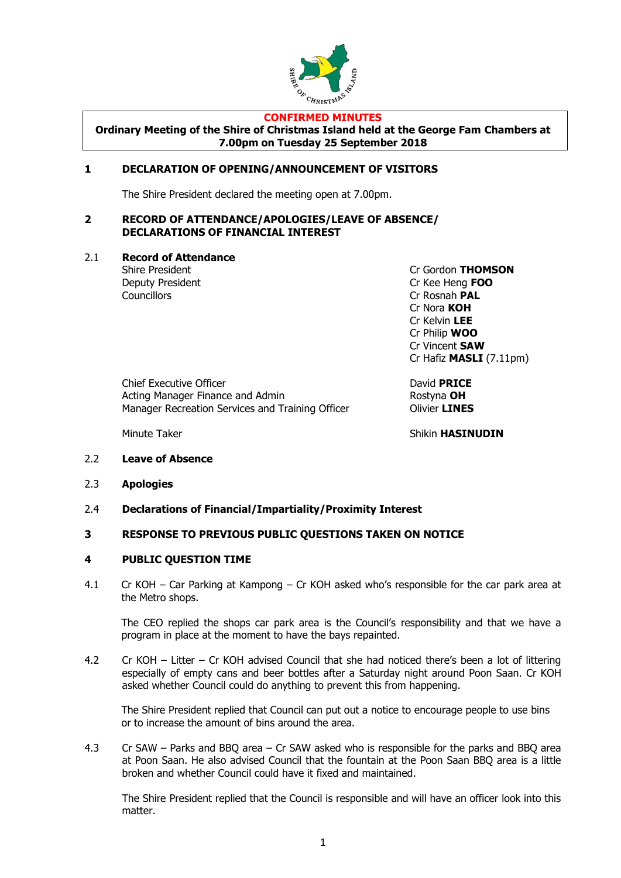**CONFIRMED MINUTES**

**Ordinary Meeting of the Shire of Christmas Island held at the George Fam Chambers at 7.00pm on Tuesday 25 September 2018**

## 1 DECLARATION OF OPENING/ANNOUNCEMENT OF VISITORS

The Shire President declared the meeting open at 7.00pm.

## 2 RECORD OF ATTENDANCE/APOLOGIES/LEAVE OF ABSENCE/ DECLARATIONS OF FINANCIAL INTEREST

### 2.1 Record of Attendance

| | |
|---|---|
| Shire President | Cr Gordon **THOMSON** |
| Deputy President | Cr Kee Heng **FOO** |
| Councillors | Cr Rosnah **PAL** |
| | Cr Nora **KOH** |
| | Cr Kelvin **LEE** |
| | Cr Philip **WOO** |
| | Cr Vincent **SAW** |
| | Cr Hafiz **MASLI** (7.11pm) |
| Chief Executive Officer | David **PRICE** |
| Acting Manager Finance and Admin | Rostyna **OH** |
| Manager Recreation Services and Training Officer | Olivier **LINES** |
| Minute Taker | Shikin **HASINUDIN** |

### 2.2 Leave of Absence

### 2.3 Apologies

### 2.4 Declarations of Financial/Impartiality/Proximity Interest

## 3 RESPONSE TO PREVIOUS PUBLIC QUESTIONS TAKEN ON NOTICE

## 4 PUBLIC QUESTION TIME

4.1 Cr KOH – Car Parking at Kampong – Cr KOH asked who's responsible for the car park area at the Metro shops.

The CEO replied the shops car park area is the Council's responsibility and that we have a program in place at the moment to have the bays repainted.

4.2 Cr KOH – Litter – Cr KOH advised Council that she had noticed there's been a lot of littering especially of empty cans and beer bottles after a Saturday night around Poon Saan. Cr KOH asked whether Council could do anything to prevent this from happening.

The Shire President replied that Council can put out a notice to encourage people to use bins or to increase the amount of bins around the area.

4.3 Cr SAW – Parks and BBQ area – Cr SAW asked who is responsible for the parks and BBQ area at Poon Saan. He also advised Council that the fountain at the Poon Saan BBQ area is a little broken and whether Council could have it fixed and maintained.

The Shire President replied that the Council is responsible and will have an officer look into this matter.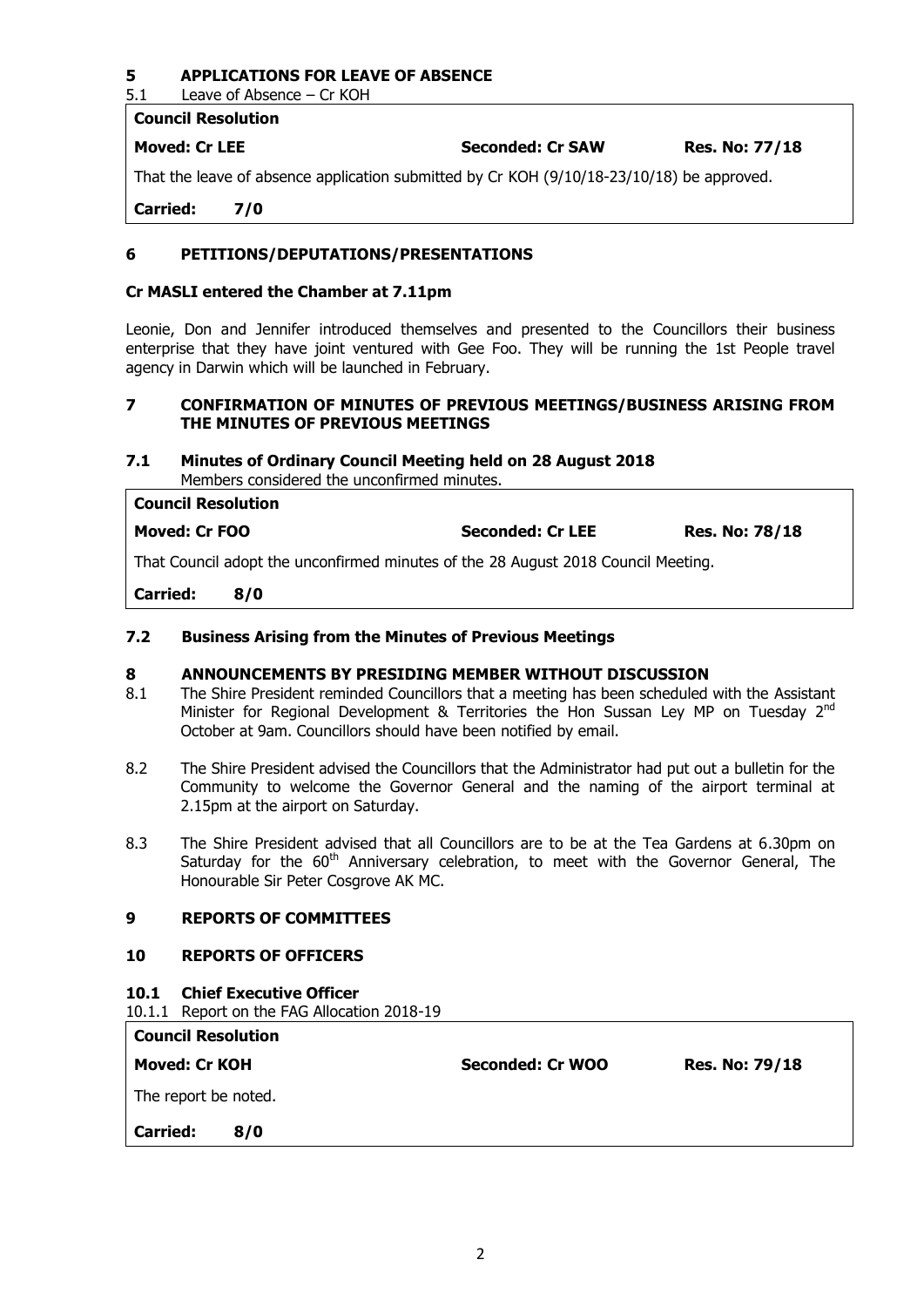## 5 APPLICATIONS FOR LEAVE OF ABSENCE

5.1 Leave of Absence – Cr KOH

| **Council Resolution** | | |
|---|---|---|
| **Moved: Cr LEE** | **Seconded: Cr SAW** | **Res. No: 77/18** |
| That the leave of absence application submitted by Cr KOH (9/10/18-23/10/18) be approved. | | |
| **Carried: 7/0** | | |

## 6 PETITIONS/DEPUTATIONS/PRESENTATIONS

**Cr MASLI entered the Chamber at 7.11pm**

Leonie, Don and Jennifer introduced themselves and presented to the Councillors their business enterprise that they have joint ventured with Gee Foo. They will be running the 1st People travel agency in Darwin which will be launched in February.

## 7 CONFIRMATION OF MINUTES OF PREVIOUS MEETINGS/BUSINESS ARISING FROM THE MINUTES OF PREVIOUS MEETINGS

### 7.1 Minutes of Ordinary Council Meeting held on 28 August 2018

Members considered the unconfirmed minutes.

| **Council Resolution** | | |
|---|---|---|
| **Moved: Cr FOO** | **Seconded: Cr LEE** | **Res. No: 78/18** |
| That Council adopt the unconfirmed minutes of the 28 August 2018 Council Meeting. | | |
| **Carried: 8/0** | | |

### 7.2 Business Arising from the Minutes of Previous Meetings

## 8 ANNOUNCEMENTS BY PRESIDING MEMBER WITHOUT DISCUSSION

8.1 The Shire President reminded Councillors that a meeting has been scheduled with the Assistant Minister for Regional Development & Territories the Hon Sussan Ley MP on Tuesday 2nd October at 9am. Councillors should have been notified by email.

8.2 The Shire President advised the Councillors that the Administrator had put out a bulletin for the Community to welcome the Governor General and the naming of the airport terminal at 2.15pm at the airport on Saturday.

8.3 The Shire President advised that all Councillors are to be at the Tea Gardens at 6.30pm on Saturday for the 60th Anniversary celebration, to meet with the Governor General, The Honourable Sir Peter Cosgrove AK MC.

## 9 REPORTS OF COMMITTEES

## 10 REPORTS OF OFFICERS

### 10.1 Chief Executive Officer

10.1.1 Report on the FAG Allocation 2018-19

| **Council Resolution** | | |
|---|---|---|
| **Moved: Cr KOH** | **Seconded: Cr WOO** | **Res. No: 79/18** |
| The report be noted. | | |
| **Carried: 8/0** | | |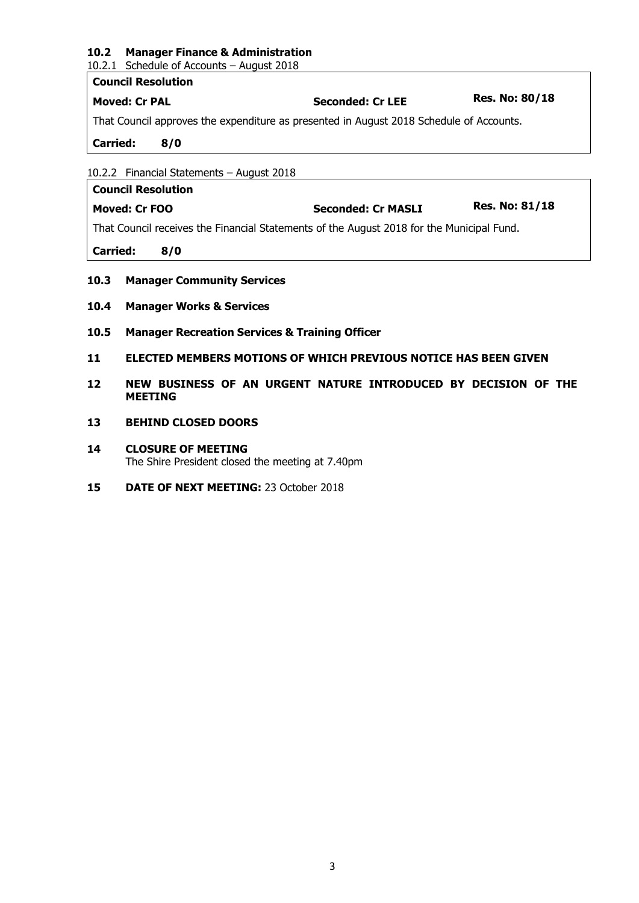### 10.2 Manager Finance & Administration

10.2.1 Schedule of Accounts – August 2018

**Council Resolution**

**Moved: Cr PAL** **Seconded: Cr LEE** **Res. No: 80/18**

That Council approves the expenditure as presented in August 2018 Schedule of Accounts.

**Carried: 8/0**

10.2.2 Financial Statements – August 2018

**Council Resolution**

**Moved: Cr FOO** **Seconded: Cr MASLI** **Res. No: 81/18**

That Council receives the Financial Statements of the August 2018 for the Municipal Fund.

**Carried: 8/0**

### 10.3 Manager Community Services

### 10.4 Manager Works & Services

### 10.5 Manager Recreation Services & Training Officer

## 11 ELECTED MEMBERS MOTIONS OF WHICH PREVIOUS NOTICE HAS BEEN GIVEN

## 12 NEW BUSINESS OF AN URGENT NATURE INTRODUCED BY DECISION OF THE MEETING

## 13 BEHIND CLOSED DOORS

## 14 CLOSURE OF MEETING

The Shire President closed the meeting at 7.40pm

## 15 DATE OF NEXT MEETING: 23 October 2018